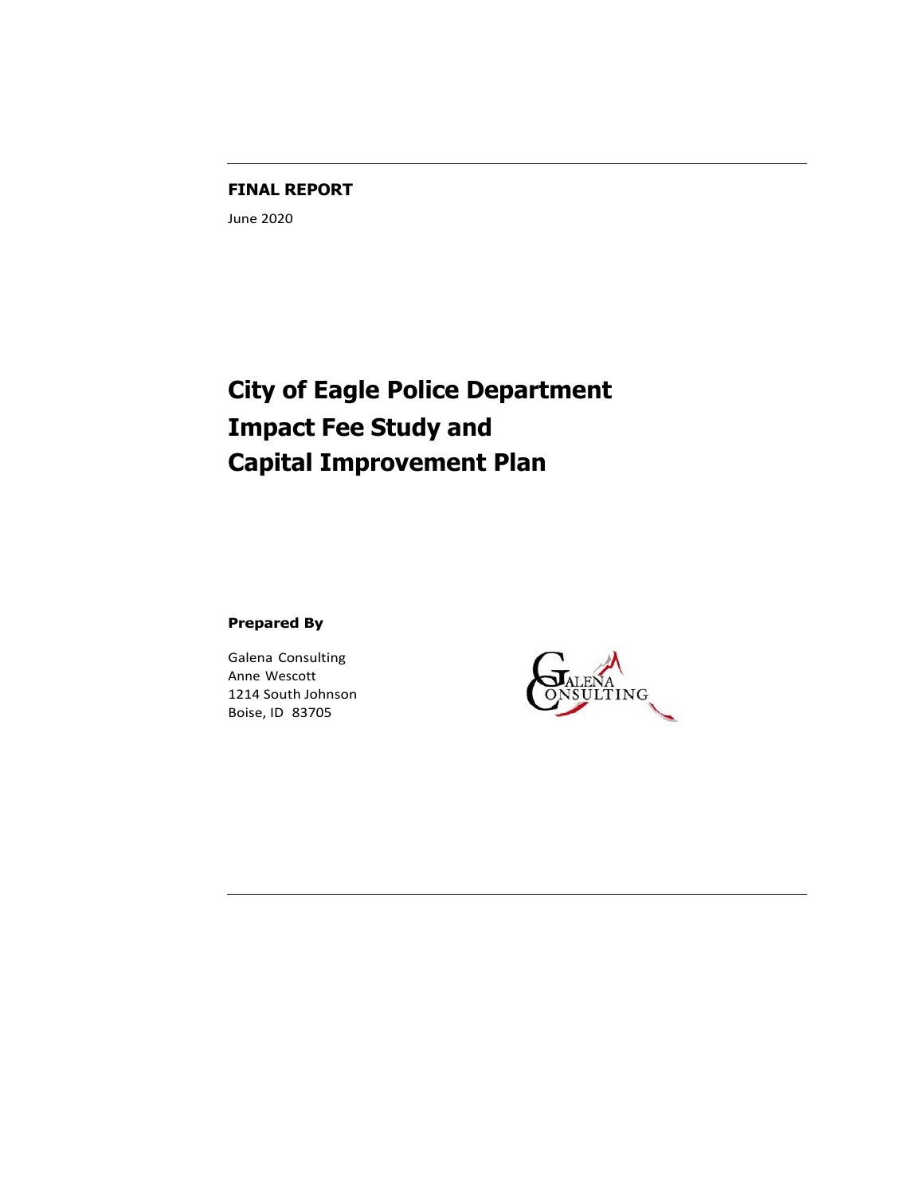**FINAL REPORT**

June 2020

# City of Eagle Police Department Impact Fee Study and Capital Improvement Plan

**Prepared By**

Galena Consulting
Anne Wescott
1214 South Johnson
Boise, ID 83705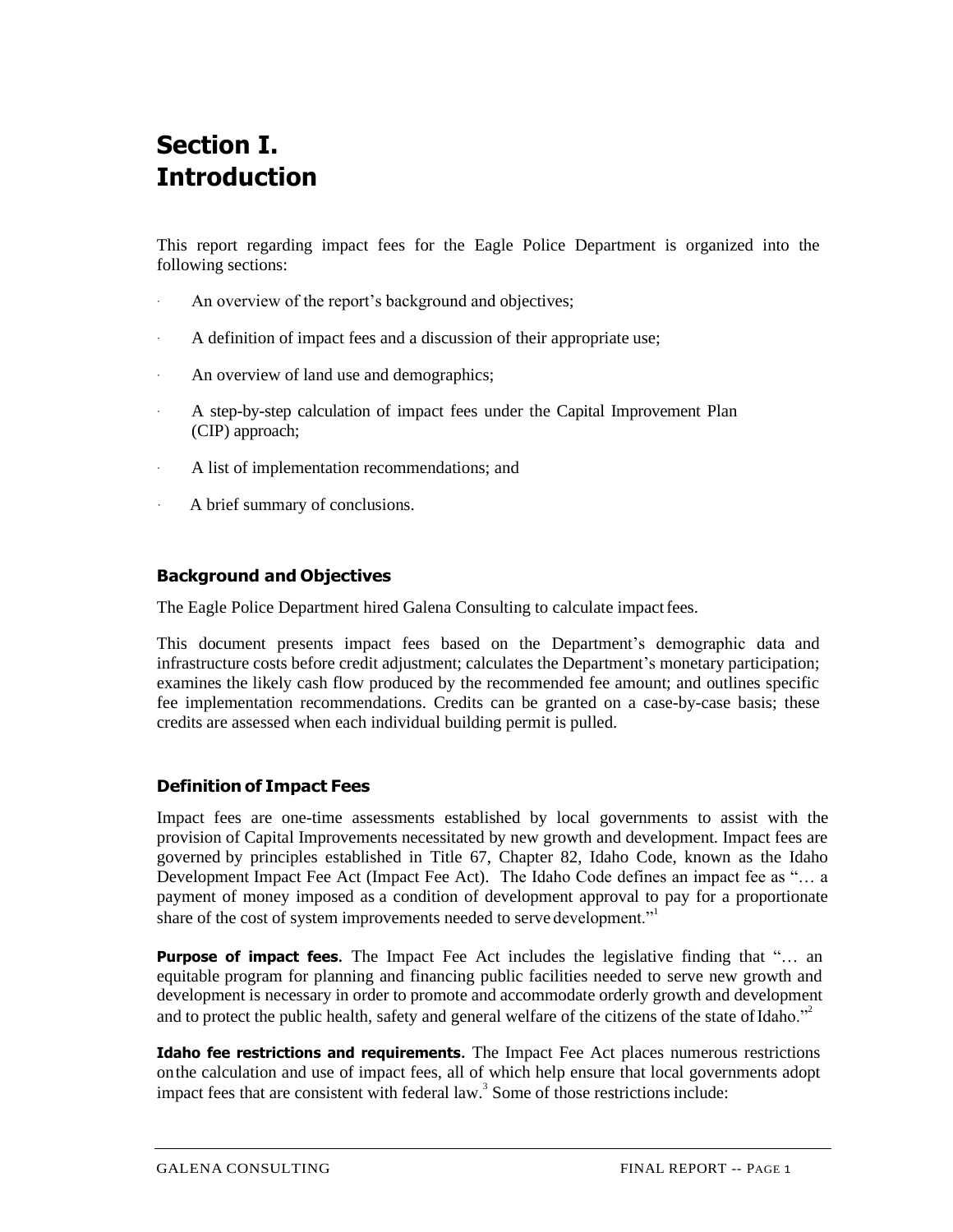# Section I. Introduction

This report regarding impact fees for the Eagle Police Department is organized into the following sections:

- An overview of the report's background and objectives;
- A definition of impact fees and a discussion of their appropriate use;
- An overview of land use and demographics;
- A step-by-step calculation of impact fees under the Capital Improvement Plan (CIP) approach;
- A list of implementation recommendations; and
- A brief summary of conclusions.

### Background and Objectives

The Eagle Police Department hired Galena Consulting to calculate impact fees.

This document presents impact fees based on the Department's demographic data and infrastructure costs before credit adjustment; calculates the Department's monetary participation; examines the likely cash flow produced by the recommended fee amount; and outlines specific fee implementation recommendations. Credits can be granted on a case-by-case basis; these credits are assessed when each individual building permit is pulled.

### Definition of Impact Fees

Impact fees are one-time assessments established by local governments to assist with the provision of Capital Improvements necessitated by new growth and development. Impact fees are governed by principles established in Title 67, Chapter 82, Idaho Code, known as the Idaho Development Impact Fee Act (Impact Fee Act). The Idaho Code defines an impact fee as "… a payment of money imposed as a condition of development approval to pay for a proportionate share of the cost of system improvements needed to serve development."[1]

**Purpose of impact fees**. The Impact Fee Act includes the legislative finding that "… an equitable program for planning and financing public facilities needed to serve new growth and development is necessary in order to promote and accommodate orderly growth and development and to protect the public health, safety and general welfare of the citizens of the state of Idaho."[2]

**Idaho fee restrictions and requirements**. The Impact Fee Act places numerous restrictions on the calculation and use of impact fees, all of which help ensure that local governments adopt impact fees that are consistent with federal law.[3] Some of those restrictions include: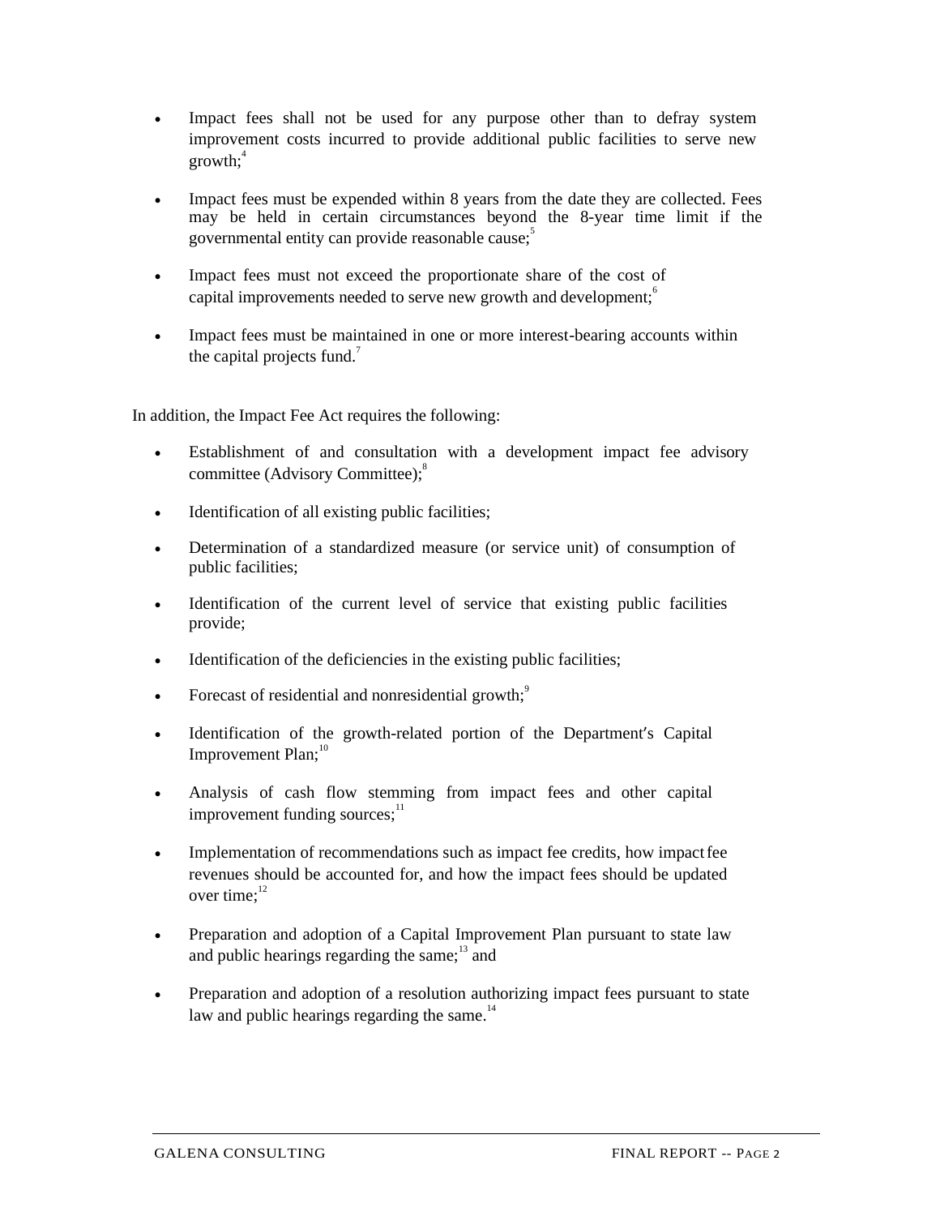- Impact fees shall not be used for any purpose other than to defray system improvement costs incurred to provide additional public facilities to serve new growth;[4]

- Impact fees must be expended within 8 years from the date they are collected. Fees may be held in certain circumstances beyond the 8-year time limit if the governmental entity can provide reasonable cause;[5]

- Impact fees must not exceed the proportionate share of the cost of capital improvements needed to serve new growth and development;[6]

- Impact fees must be maintained in one or more interest-bearing accounts within the capital projects fund.[7]

In addition, the Impact Fee Act requires the following:

- Establishment of and consultation with a development impact fee advisory committee (Advisory Committee);[8]

- Identification of all existing public facilities;

- Determination of a standardized measure (or service unit) of consumption of public facilities;

- Identification of the current level of service that existing public facilities provide;

- Identification of the deficiencies in the existing public facilities;

- Forecast of residential and nonresidential growth;[9]

- Identification of the growth-related portion of the Department's Capital Improvement Plan;[10]

- Analysis of cash flow stemming from impact fees and other capital improvement funding sources;[11]

- Implementation of recommendations such as impact fee credits, how impact fee revenues should be accounted for, and how the impact fees should be updated over time;[12]

- Preparation and adoption of a Capital Improvement Plan pursuant to state law and public hearings regarding the same;[13] and

- Preparation and adoption of a resolution authorizing impact fees pursuant to state law and public hearings regarding the same.[14]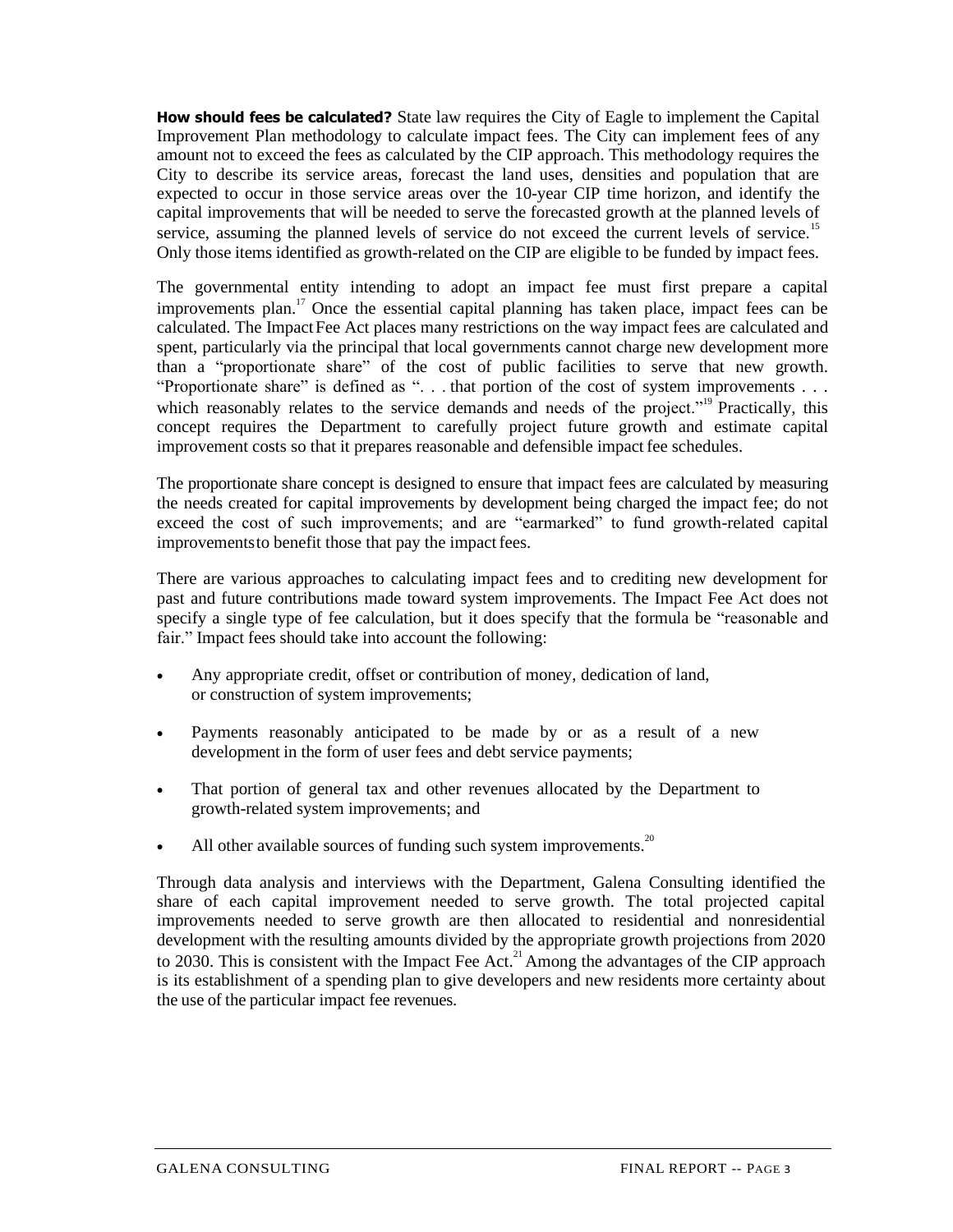**How should fees be calculated?** State law requires the City of Eagle to implement the Capital Improvement Plan methodology to calculate impact fees. The City can implement fees of any amount not to exceed the fees as calculated by the CIP approach. This methodology requires the City to describe its service areas, forecast the land uses, densities and population that are expected to occur in those service areas over the 10-year CIP time horizon, and identify the capital improvements that will be needed to serve the forecasted growth at the planned levels of service, assuming the planned levels of service do not exceed the current levels of service.[15] Only those items identified as growth-related on the CIP are eligible to be funded by impact fees.

The governmental entity intending to adopt an impact fee must first prepare a capital improvements plan.[17] Once the essential capital planning has taken place, impact fees can be calculated. The Impact Fee Act places many restrictions on the way impact fees are calculated and spent, particularly via the principal that local governments cannot charge new development more than a "proportionate share" of the cost of public facilities to serve that new growth. "Proportionate share" is defined as ". . . that portion of the cost of system improvements . . . which reasonably relates to the service demands and needs of the project."[19] Practically, this concept requires the Department to carefully project future growth and estimate capital improvement costs so that it prepares reasonable and defensible impact fee schedules.

The proportionate share concept is designed to ensure that impact fees are calculated by measuring the needs created for capital improvements by development being charged the impact fee; do not exceed the cost of such improvements; and are "earmarked" to fund growth-related capital improvements to benefit those that pay the impact fees.

There are various approaches to calculating impact fees and to crediting new development for past and future contributions made toward system improvements. The Impact Fee Act does not specify a single type of fee calculation, but it does specify that the formula be "reasonable and fair." Impact fees should take into account the following:

- Any appropriate credit, offset or contribution of money, dedication of land, or construction of system improvements;
- Payments reasonably anticipated to be made by or as a result of a new development in the form of user fees and debt service payments;
- That portion of general tax and other revenues allocated by the Department to growth-related system improvements; and
- All other available sources of funding such system improvements.[20]

Through data analysis and interviews with the Department, Galena Consulting identified the share of each capital improvement needed to serve growth. The total projected capital improvements needed to serve growth are then allocated to residential and nonresidential development with the resulting amounts divided by the appropriate growth projections from 2020 to 2030. This is consistent with the Impact Fee Act.[21] Among the advantages of the CIP approach is its establishment of a spending plan to give developers and new residents more certainty about the use of the particular impact fee revenues.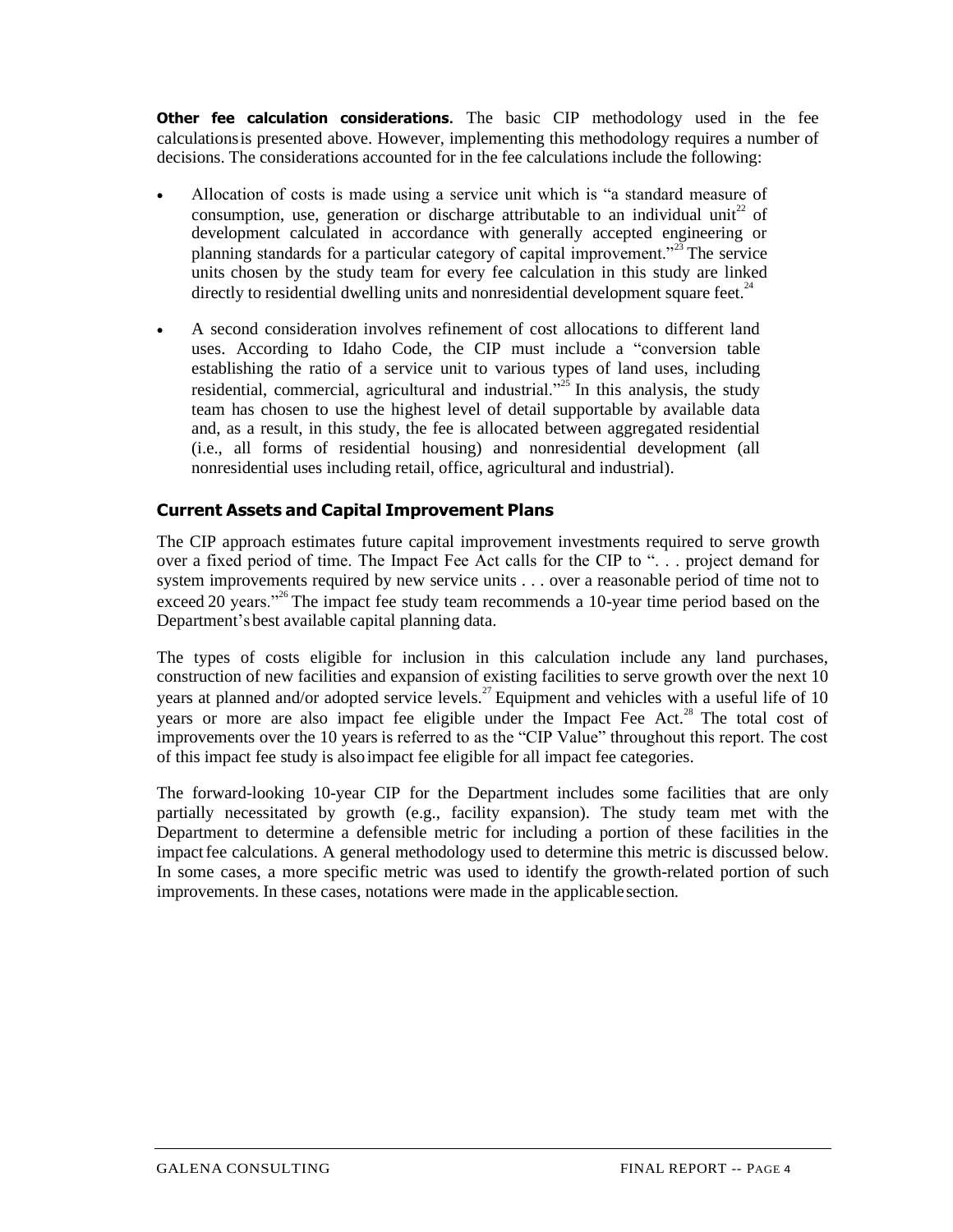**Other fee calculation considerations.** The basic CIP methodology used in the fee calculations is presented above. However, implementing this methodology requires a number of decisions. The considerations accounted for in the fee calculations include the following:

- Allocation of costs is made using a service unit which is "a standard measure of consumption, use, generation or discharge attributable to an individual unit[22] of development calculated in accordance with generally accepted engineering or planning standards for a particular category of capital improvement."[23] The service units chosen by the study team for every fee calculation in this study are linked directly to residential dwelling units and nonresidential development square feet.[24]

- A second consideration involves refinement of cost allocations to different land uses. According to Idaho Code, the CIP must include a "conversion table establishing the ratio of a service unit to various types of land uses, including residential, commercial, agricultural and industrial."[25] In this analysis, the study team has chosen to use the highest level of detail supportable by available data and, as a result, in this study, the fee is allocated between aggregated residential (i.e., all forms of residential housing) and nonresidential development (all nonresidential uses including retail, office, agricultural and industrial).

## Current Assets and Capital Improvement Plans

The CIP approach estimates future capital improvement investments required to serve growth over a fixed period of time. The Impact Fee Act calls for the CIP to ". . . project demand for system improvements required by new service units . . . over a reasonable period of time not to exceed 20 years."[26] The impact fee study team recommends a 10-year time period based on the Department's best available capital planning data.

The types of costs eligible for inclusion in this calculation include any land purchases, construction of new facilities and expansion of existing facilities to serve growth over the next 10 years at planned and/or adopted service levels.[27] Equipment and vehicles with a useful life of 10 years or more are also impact fee eligible under the Impact Fee Act.[28] The total cost of improvements over the 10 years is referred to as the "CIP Value" throughout this report. The cost of this impact fee study is also impact fee eligible for all impact fee categories.

The forward-looking 10-year CIP for the Department includes some facilities that are only partially necessitated by growth (e.g., facility expansion). The study team met with the Department to determine a defensible metric for including a portion of these facilities in the impact fee calculations. A general methodology used to determine this metric is discussed below. In some cases, a more specific metric was used to identify the growth-related portion of such improvements. In these cases, notations were made in the applicable section.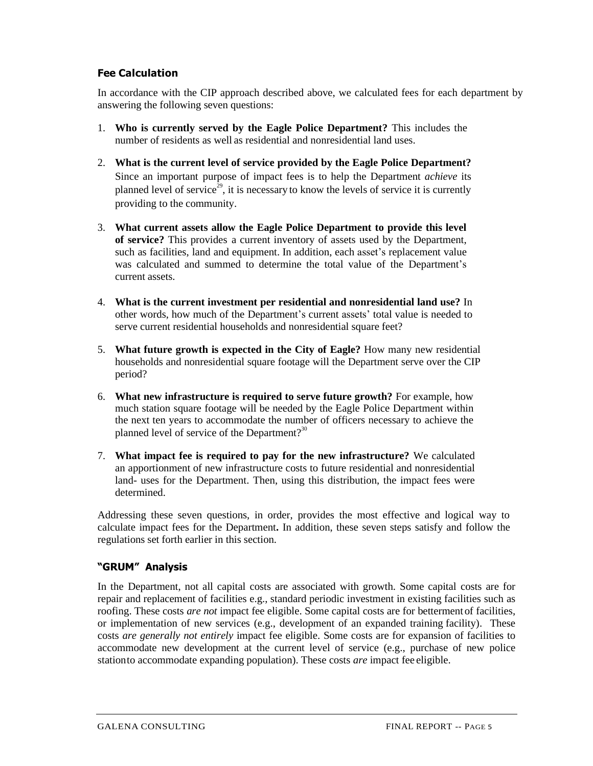### Fee Calculation

In accordance with the CIP approach described above, we calculated fees for each department by answering the following seven questions:

1. **Who is currently served by the Eagle Police Department?** This includes the number of residents as well as residential and nonresidential land uses.
2. **What is the current level of service provided by the Eagle Police Department?** Since an important purpose of impact fees is to help the Department *achieve* its planned level of service[29], it is necessary to know the levels of service it is currently providing to the community.
3. **What current assets allow the Eagle Police Department to provide this level of service?** This provides a current inventory of assets used by the Department, such as facilities, land and equipment. In addition, each asset's replacement value was calculated and summed to determine the total value of the Department's current assets.
4. **What is the current investment per residential and nonresidential land use?** In other words, how much of the Department's current assets' total value is needed to serve current residential households and nonresidential square feet?
5. **What future growth is expected in the City of Eagle?** How many new residential households and nonresidential square footage will the Department serve over the CIP period?
6. **What new infrastructure is required to serve future growth?** For example, how much station square footage will be needed by the Eagle Police Department within the next ten years to accommodate the number of officers necessary to achieve the planned level of service of the Department?[30]
7. **What impact fee is required to pay for the new infrastructure?** We calculated an apportionment of new infrastructure costs to future residential and nonresidential land- uses for the Department. Then, using this distribution, the impact fees were determined.

Addressing these seven questions, in order, provides the most effective and logical way to calculate impact fees for the Department**.** In addition, these seven steps satisfy and follow the regulations set forth earlier in this section.

### "GRUM" Analysis

In the Department, not all capital costs are associated with growth. Some capital costs are for repair and replacement of facilities e.g., standard periodic investment in existing facilities such as roofing. These costs *are not* impact fee eligible. Some capital costs are for betterment of facilities, or implementation of new services (e.g., development of an expanded training facility). These costs *are generally not entirely* impact fee eligible. Some costs are for expansion of facilities to accommodate new development at the current level of service (e.g., purchase of new police station to accommodate expanding population). These costs *are* impact fee eligible.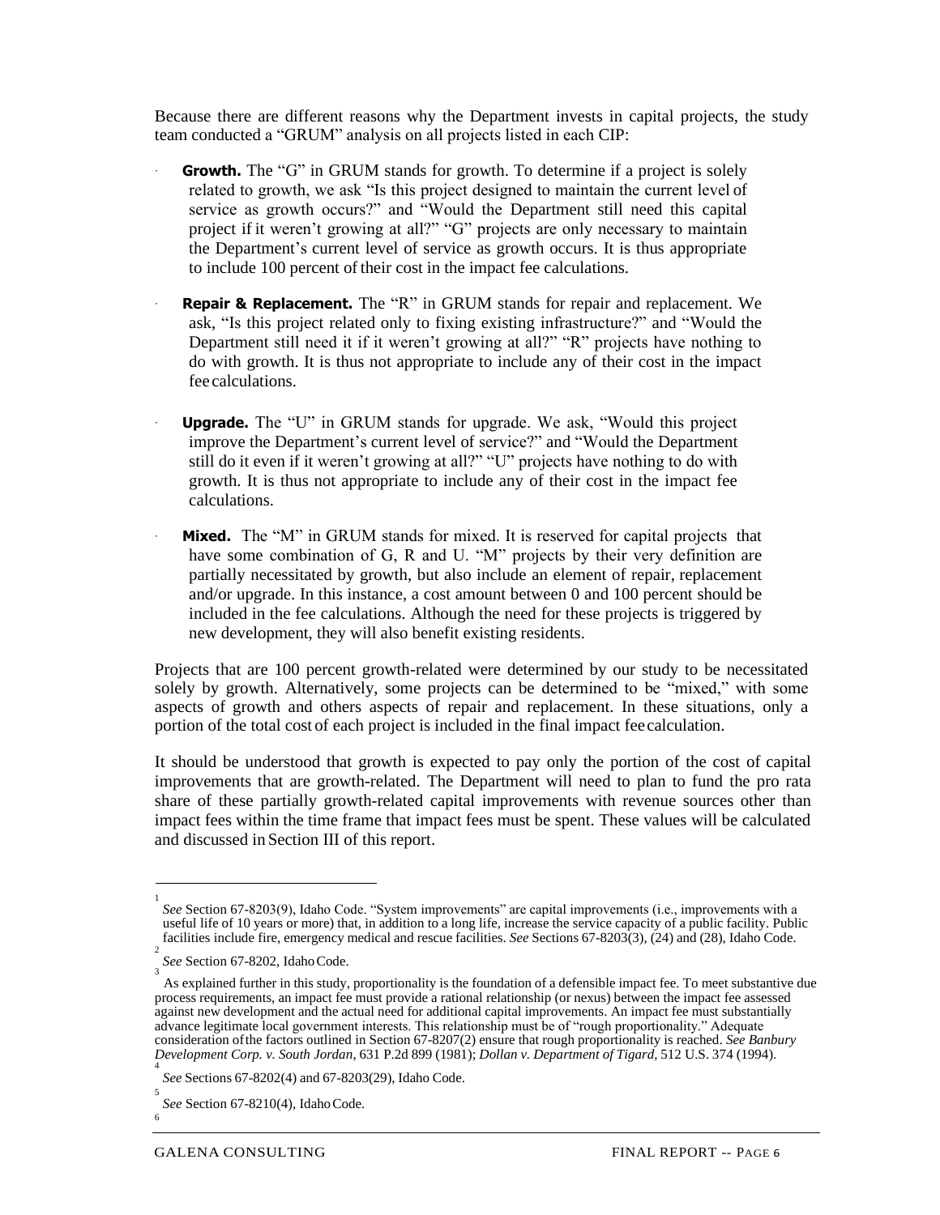Because there are different reasons why the Department invests in capital projects, the study team conducted a "GRUM" analysis on all projects listed in each CIP:

- **Growth.** The "G" in GRUM stands for growth. To determine if a project is solely related to growth, we ask "Is this project designed to maintain the current level of service as growth occurs?" and "Would the Department still need this capital project if it weren't growing at all?" "G" projects are only necessary to maintain the Department's current level of service as growth occurs. It is thus appropriate to include 100 percent of their cost in the impact fee calculations.

- **Repair & Replacement.** The "R" in GRUM stands for repair and replacement. We ask, "Is this project related only to fixing existing infrastructure?" and "Would the Department still need it if it weren't growing at all?" "R" projects have nothing to do with growth. It is thus not appropriate to include any of their cost in the impact fee calculations.

- **Upgrade.** The "U" in GRUM stands for upgrade. We ask, "Would this project improve the Department's current level of service?" and "Would the Department still do it even if it weren't growing at all?" "U" projects have nothing to do with growth. It is thus not appropriate to include any of their cost in the impact fee calculations.

- **Mixed.** The "M" in GRUM stands for mixed. It is reserved for capital projects that have some combination of G, R and U. "M" projects by their very definition are partially necessitated by growth, but also include an element of repair, replacement and/or upgrade. In this instance, a cost amount between 0 and 100 percent should be included in the fee calculations. Although the need for these projects is triggered by new development, they will also benefit existing residents.

Projects that are 100 percent growth-related were determined by our study to be necessitated solely by growth. Alternatively, some projects can be determined to be "mixed," with some aspects of growth and others aspects of repair and replacement. In these situations, only a portion of the total cost of each project is included in the final impact fee calculation.

It should be understood that growth is expected to pay only the portion of the cost of capital improvements that are growth-related. The Department will need to plan to fund the pro rata share of these partially growth-related capital improvements with revenue sources other than impact fees within the time frame that impact fees must be spent. These values will be calculated and discussed in Section III of this report.

---

[1] *See* Section 67-8203(9), Idaho Code. "System improvements" are capital improvements (i.e., improvements with a useful life of 10 years or more) that, in addition to a long life, increase the service capacity of a public facility. Public facilities include fire, emergency medical and rescue facilities. *See* Sections 67-8203(3), (24) and (28), Idaho Code.

[2] *See* Section 67-8202, Idaho Code.

[3] As explained further in this study, proportionality is the foundation of a defensible impact fee. To meet substantive due process requirements, an impact fee must provide a rational relationship (or nexus) between the impact fee assessed against new development and the actual need for additional capital improvements. An impact fee must substantially advance legitimate local government interests. This relationship must be of "rough proportionality." Adequate consideration of the factors outlined in Section 67-8207(2) ensure that rough proportionality is reached. *See Banbury Development Corp. v. South Jordan*, 631 P.2d 899 (1981); *Dollan v. Department of Tigard*, 512 U.S. 374 (1994).

[4] *See* Sections 67-8202(4) and 67-8203(29), Idaho Code.

[5] *See* Section 67-8210(4), Idaho Code.

[6]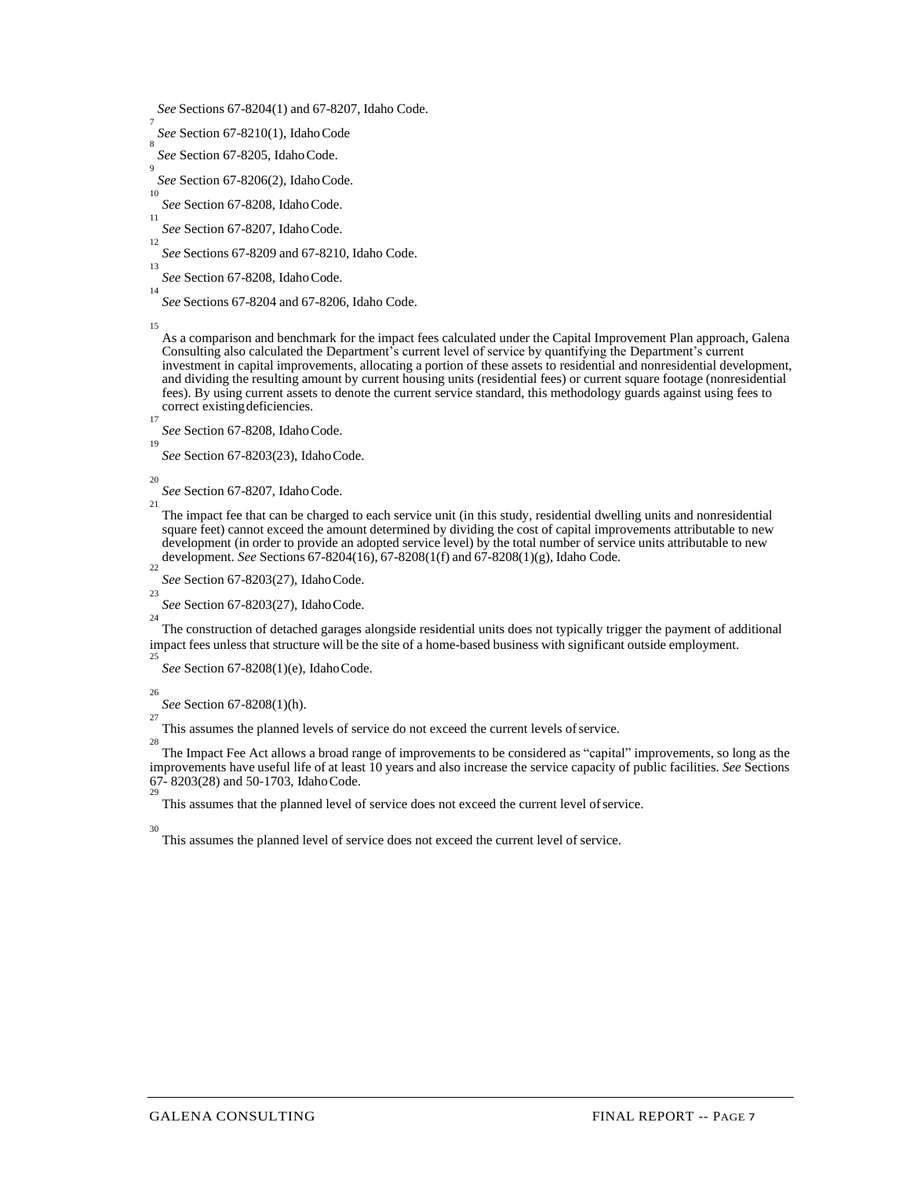*See* Sections 67-8204(1) and 67-8207, Idaho Code.

[7] *See* Section 67-8210(1), Idaho Code

[8] *See* Section 67-8205, Idaho Code.

[9] *See* Section 67-8206(2), Idaho Code.

[10] *See* Section 67-8208, Idaho Code.

[11] *See* Section 67-8207, Idaho Code.

[12] *See* Sections 67-8209 and 67-8210, Idaho Code.

[13] *See* Section 67-8208, Idaho Code.

[14] *See* Sections 67-8204 and 67-8206, Idaho Code.

[15] As a comparison and benchmark for the impact fees calculated under the Capital Improvement Plan approach, Galena Consulting also calculated the Department's current level of service by quantifying the Department's current investment in capital improvements, allocating a portion of these assets to residential and nonresidential development, and dividing the resulting amount by current housing units (residential fees) or current square footage (nonresidential fees). By using current assets to denote the current service standard, this methodology guards against using fees to correct existing deficiencies.

[17] *See* Section 67-8208, Idaho Code.

[19] *See* Section 67-8203(23), Idaho Code.

[20] *See* Section 67-8207, Idaho Code.

[21] The impact fee that can be charged to each service unit (in this study, residential dwelling units and nonresidential square feet) cannot exceed the amount determined by dividing the cost of capital improvements attributable to new development (in order to provide an adopted service level) by the total number of service units attributable to new development. *See* Sections 67-8204(16), 67-8208(1(f) and 67-8208(1)(g), Idaho Code.

[22] *See* Section 67-8203(27), Idaho Code.

[23] *See* Section 67-8203(27), Idaho Code.

[24] The construction of detached garages alongside residential units does not typically trigger the payment of additional impact fees unless that structure will be the site of a home-based business with significant outside employment.

[25] *See* Section 67-8208(1)(e), Idaho Code.

[26] *See* Section 67-8208(1)(h).

[27] This assumes the planned levels of service do not exceed the current levels of service.

[28] The Impact Fee Act allows a broad range of improvements to be considered as "capital" improvements, so long as the improvements have useful life of at least 10 years and also increase the service capacity of public facilities. *See* Sections 67- 8203(28) and 50-1703, Idaho Code.

[29] This assumes that the planned level of service does not exceed the current level of service.

[30] This assumes the planned level of service does not exceed the current level of service.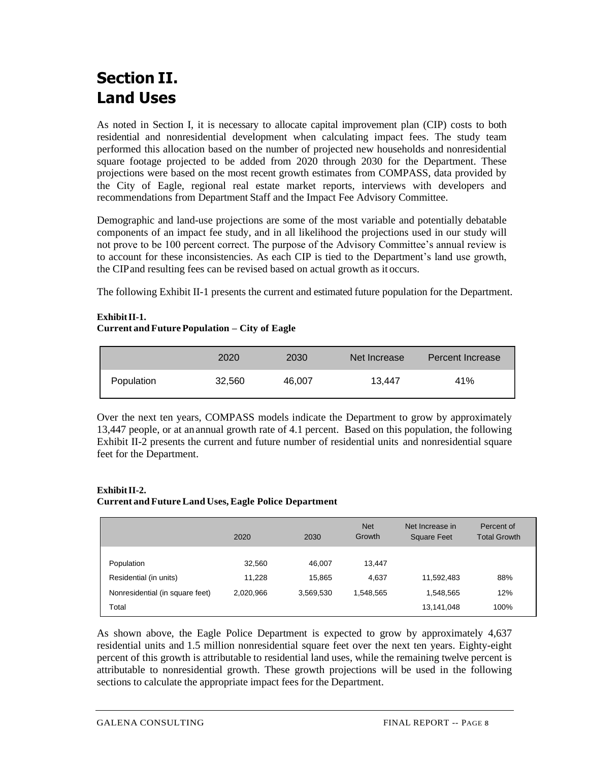# Section II. Land Uses

As noted in Section I, it is necessary to allocate capital improvement plan (CIP) costs to both residential and nonresidential development when calculating impact fees. The study team performed this allocation based on the number of projected new households and nonresidential square footage projected to be added from 2020 through 2030 for the Department. These projections were based on the most recent growth estimates from COMPASS, data provided by the City of Eagle, regional real estate market reports, interviews with developers and recommendations from Department Staff and the Impact Fee Advisory Committee.

Demographic and land-use projections are some of the most variable and potentially debatable components of an impact fee study, and in all likelihood the projections used in our study will not prove to be 100 percent correct. The purpose of the Advisory Committee's annual review is to account for these inconsistencies. As each CIP is tied to the Department's land use growth, the CIP and resulting fees can be revised based on actual growth as it occurs.

The following Exhibit II-1 presents the current and estimated future population for the Department.

**Exhibit II-1.**
**Current and Future Population – City of Eagle**

| | 2020 | 2030 | Net Increase | Percent Increase |
|---|---|---|---|---|
| Population | 32,560 | 46,007 | 13,447 | 41% |

Over the next ten years, COMPASS models indicate the Department to grow by approximately 13,447 people, or at an annual growth rate of 4.1 percent. Based on this population, the following Exhibit II-2 presents the current and future number of residential units and nonresidential square feet for the Department.

**Exhibit II-2.**
**Current and Future Land Uses, Eagle Police Department**

| | 2020 | 2030 | Net Growth | Net Increase in Square Feet | Percent of Total Growth |
|---|---|---|---|---|---|
| Population | 32,560 | 46,007 | 13,447 | | |
| Residential (in units) | 11,228 | 15,865 | 4,637 | 11,592,483 | 88% |
| Nonresidential (in square feet) | 2,020,966 | 3,569,530 | 1,548,565 | 1,548,565 | 12% |
| Total | | | | 13,141,048 | 100% |

As shown above, the Eagle Police Department is expected to grow by approximately 4,637 residential units and 1.5 million nonresidential square feet over the next ten years. Eighty-eight percent of this growth is attributable to residential land uses, while the remaining twelve percent is attributable to nonresidential growth. These growth projections will be used in the following sections to calculate the appropriate impact fees for the Department.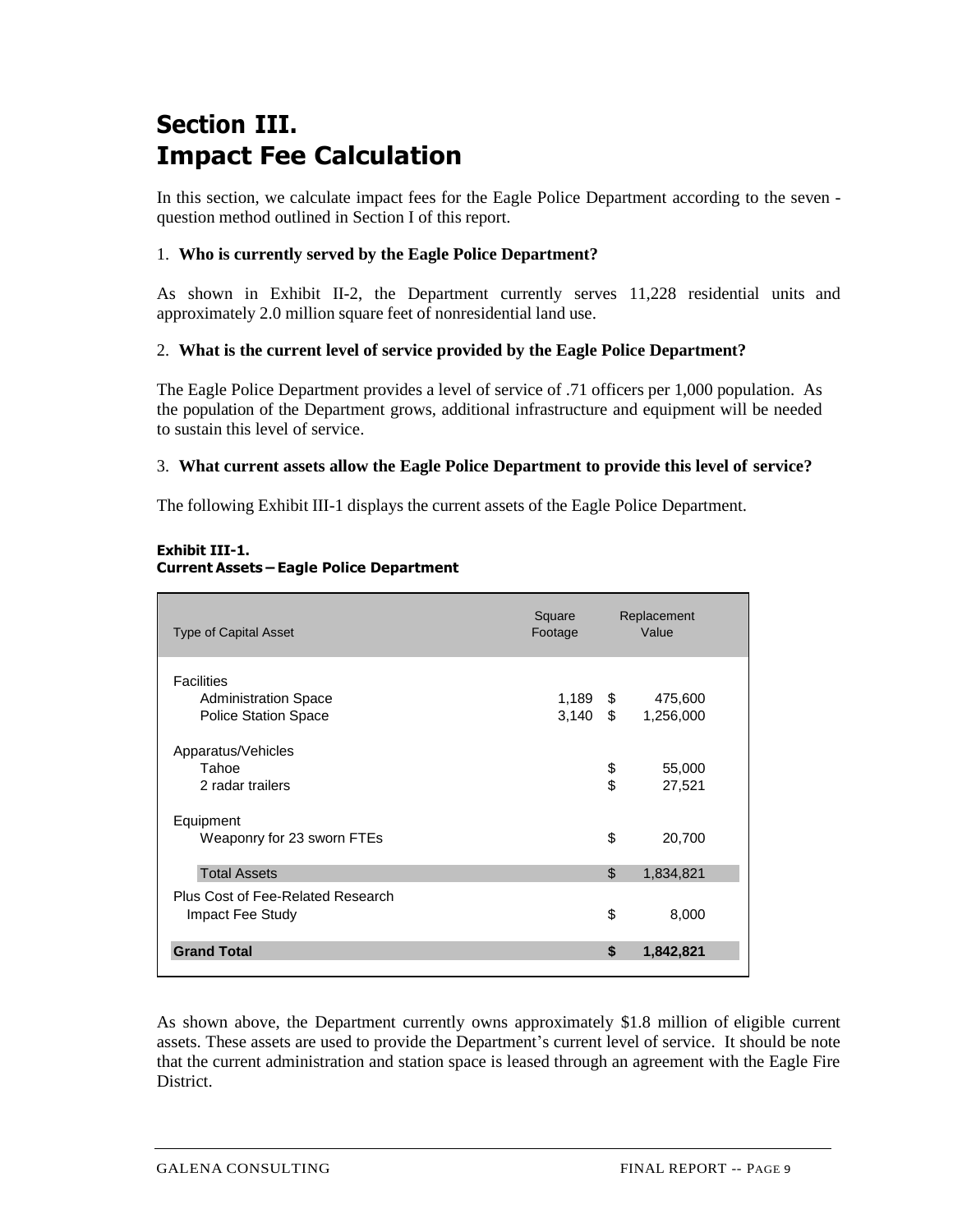# Section III. Impact Fee Calculation

In this section, we calculate impact fees for the Eagle Police Department according to the seven - question method outlined in Section I of this report.

1. **Who is currently served by the Eagle Police Department?**

As shown in Exhibit II-2, the Department currently serves 11,228 residential units and approximately 2.0 million square feet of nonresidential land use.

2. **What is the current level of service provided by the Eagle Police Department?**

The Eagle Police Department provides a level of service of .71 officers per 1,000 population. As the population of the Department grows, additional infrastructure and equipment will be needed to sustain this level of service.

3. **What current assets allow the Eagle Police Department to provide this level of service?**

The following Exhibit III-1 displays the current assets of the Eagle Police Department.

**Exhibit III-1.**
**Current Assets – Eagle Police Department**

| Type of Capital Asset | Square Footage | Replacement Value |
|---|---|---|
| Facilities | | |
| Administration Space | 1,189 | $ 475,600 |
| Police Station Space | 3,140 | $ 1,256,000 |
| Apparatus/Vehicles | | |
| Tahoe | | $ 55,000 |
| 2 radar trailers | | $ 27,521 |
| Equipment | | |
| Weaponry for 23 sworn FTEs | | $ 20,700 |
| Total Assets | | $ 1,834,821 |
| Plus Cost of Fee-Related Research | | |
| Impact Fee Study | | $ 8,000 |
| **Grand Total** | | **$ 1,842,821** |

As shown above, the Department currently owns approximately $1.8 million of eligible current assets. These assets are used to provide the Department's current level of service. It should be note that the current administration and station space is leased through an agreement with the Eagle Fire District.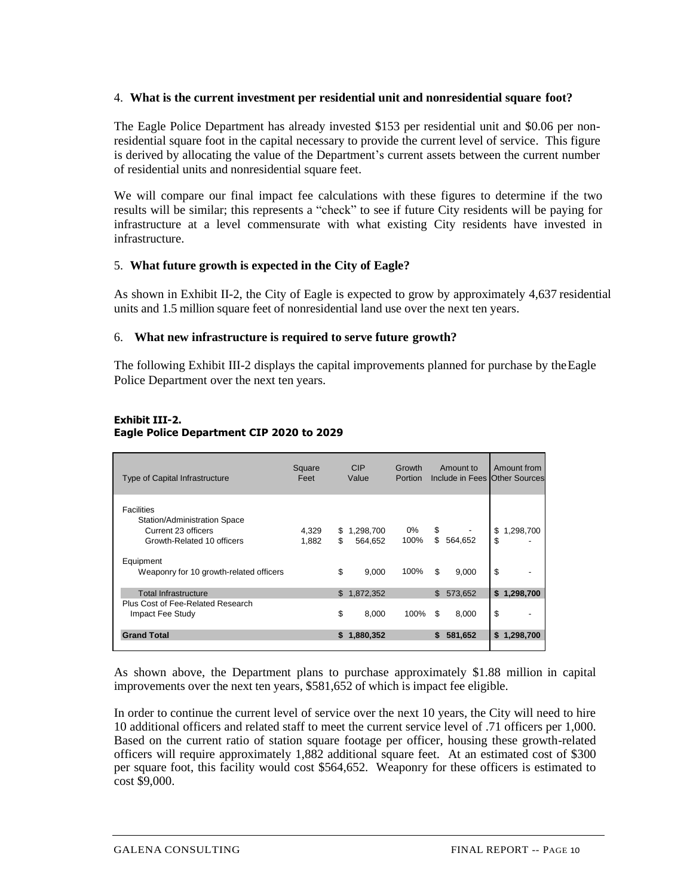4. **What is the current investment per residential unit and nonresidential square foot?**

The Eagle Police Department has already invested $153 per residential unit and $0.06 per non-residential square foot in the capital necessary to provide the current level of service. This figure is derived by allocating the value of the Department's current assets between the current number of residential units and nonresidential square feet.

We will compare our final impact fee calculations with these figures to determine if the two results will be similar; this represents a "check" to see if future City residents will be paying for infrastructure at a level commensurate with what existing City residents have invested in infrastructure.

5. **What future growth is expected in the City of Eagle?**

As shown in Exhibit II-2, the City of Eagle is expected to grow by approximately 4,637 residential units and 1.5 million square feet of nonresidential land use over the next ten years.

6. **What new infrastructure is required to serve future growth?**

The following Exhibit III-2 displays the capital improvements planned for purchase by the Eagle Police Department over the next ten years.

**Exhibit III-2.**
**Eagle Police Department CIP 2020 to 2029**

| Type of Capital Infrastructure | Square Feet | CIP Value | Growth Portion | Amount to Include in Fees | Amount from Other Sources |
|---|---|---|---|---|---|
| Facilities | | | | | |
| Station/Administration Space | | | | | |
| Current 23 officers | 4,329 | $ 1,298,700 | 0% | $ - | $ 1,298,700 |
| Growth-Related 10 officers | 1,882 | $ 564,652 | 100% | $ 564,652 | $ - |
| Equipment | | | | | |
| Weaponry for 10 growth-related officers | | $ 9,000 | 100% | $ 9,000 | $ - |
| Total Infrastructure | | $ 1,872,352 | | $ 573,652 | $ 1,298,700 |
| Plus Cost of Fee-Related Research | | | | | |
| Impact Fee Study | | $ 8,000 | 100% | $ 8,000 | $ - |
| **Grand Total** | | **$ 1,880,352** | | **$ 581,652** | **$ 1,298,700** |

As shown above, the Department plans to purchase approximately $1.88 million in capital improvements over the next ten years, $581,652 of which is impact fee eligible.

In order to continue the current level of service over the next 10 years, the City will need to hire 10 additional officers and related staff to meet the current service level of .71 officers per 1,000. Based on the current ratio of station square footage per officer, housing these growth-related officers will require approximately 1,882 additional square feet. At an estimated cost of $300 per square foot, this facility would cost $564,652. Weaponry for these officers is estimated to cost $9,000.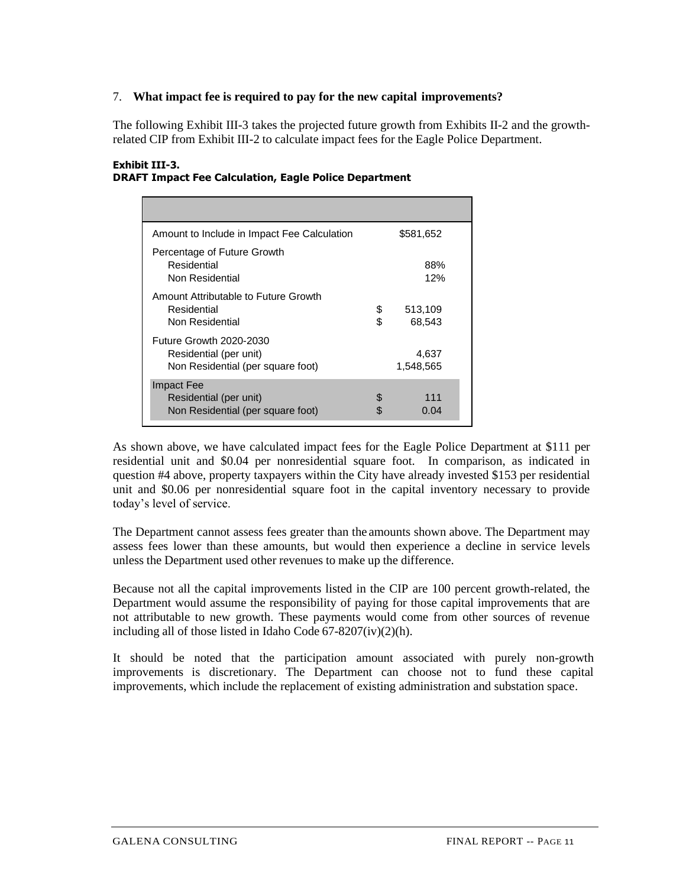7. **What impact fee is required to pay for the new capital improvements?**

The following Exhibit III-3 takes the projected future growth from Exhibits II-2 and the growth-related CIP from Exhibit III-2 to calculate impact fees for the Eagle Police Department.

**Exhibit III-3.**
**DRAFT Impact Fee Calculation, Eagle Police Department**

| | | |
|---|---|---|
| Amount to Include in Impact Fee Calculation | | $581,652 |
| Percentage of Future Growth | | |
| Residential | | 88% |
| Non Residential | | 12% |
| Amount Attributable to Future Growth | | |
| Residential | $ | 513,109 |
| Non Residential | $ | 68,543 |
| Future Growth 2020-2030 | | |
| Residential (per unit) | | 4,637 |
| Non Residential (per square foot) | | 1,548,565 |
| Impact Fee | | |
| Residential (per unit) | $ | 111 |
| Non Residential (per square foot) | $ | 0.04 |

As shown above, we have calculated impact fees for the Eagle Police Department at $111 per residential unit and $0.04 per nonresidential square foot. In comparison, as indicated in question #4 above, property taxpayers within the City have already invested $153 per residential unit and $0.06 per nonresidential square foot in the capital inventory necessary to provide today's level of service.

The Department cannot assess fees greater than the amounts shown above. The Department may assess fees lower than these amounts, but would then experience a decline in service levels unless the Department used other revenues to make up the difference.

Because not all the capital improvements listed in the CIP are 100 percent growth-related, the Department would assume the responsibility of paying for those capital improvements that are not attributable to new growth. These payments would come from other sources of revenue including all of those listed in Idaho Code 67-8207(iv)(2)(h).

It should be noted that the participation amount associated with purely non-growth improvements is discretionary. The Department can choose not to fund these capital improvements, which include the replacement of existing administration and substation space.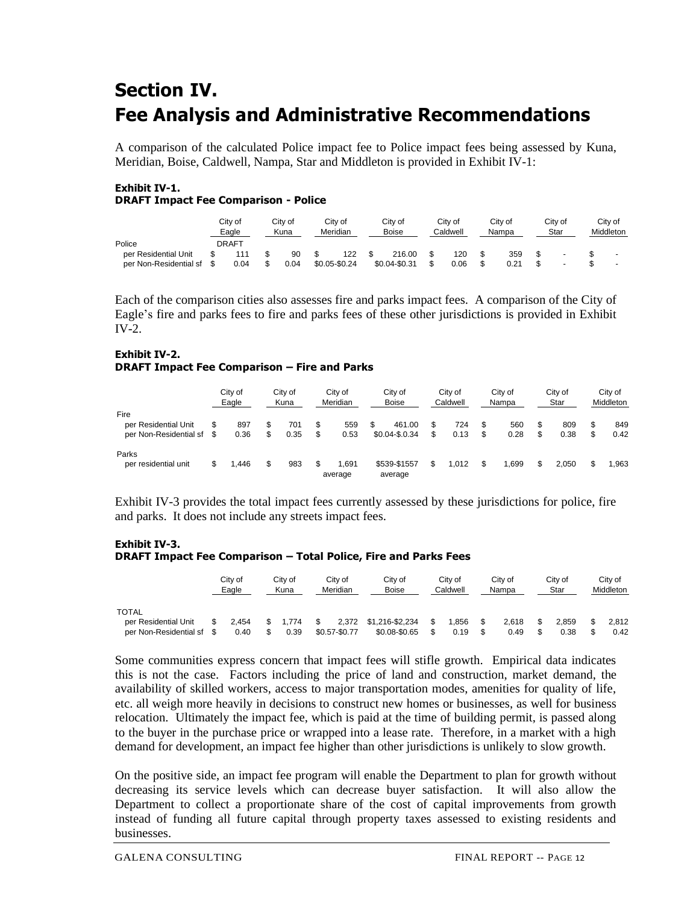# Section IV.
# Fee Analysis and Administrative Recommendations

A comparison of the calculated Police impact fee to Police impact fees being assessed by Kuna, Meridian, Boise, Caldwell, Nampa, Star and Middleton is provided in Exhibit IV-1:

**Exhibit IV-1.**
**DRAFT Impact Fee Comparison - Police**

| | City of Eagle | City of Kuna | City of Meridian | City of Boise | City of Caldwell | City of Nampa | City of Star | City of Middleton |
|---|---|---|---|---|---|---|---|---|
| Police | DRAFT | | | | | | | |
| per Residential Unit | $ 111 | $ 90 | $ 122 | $ 216.00 | $ 120 | $ 359 | $ - | $ - |
| per Non-Residential sf | $ 0.04 | $ 0.04 | $0.05-$0.24 | $0.04-$0.31 | $ 0.06 | $ 0.21 | $ - | $ - |

Each of the comparison cities also assesses fire and parks impact fees. A comparison of the City of Eagle's fire and parks fees to fire and parks fees of these other jurisdictions is provided in Exhibit IV-2.

**Exhibit IV-2.**
**DRAFT Impact Fee Comparison – Fire and Parks**

| | City of Eagle | City of Kuna | City of Meridian | City of Boise | City of Caldwell | City of Nampa | City of Star | City of Middleton |
|---|---|---|---|---|---|---|---|---|
| Fire | | | | | | | | |
| per Residential Unit | $ 897 | $ 701 | $ 559 | $ 461.00 | $ 724 | $ 560 | $ 809 | $ 849 |
| per Non-Residential sf | $ 0.36 | $ 0.35 | $ 0.53 | $0.04-$.0.34 | $ 0.13 | $ 0.28 | $ 0.38 | $ 0.42 |
| Parks | | | | | | | | |
| per residential unit | $ 1,446 | $ 983 | $ 1,691 average | $539-$1557 average | $ 1,012 | $ 1,699 | $ 2,050 | $ 1,963 |

Exhibit IV-3 provides the total impact fees currently assessed by these jurisdictions for police, fire and parks. It does not include any streets impact fees.

**Exhibit IV-3.**
**DRAFT Impact Fee Comparison – Total Police, Fire and Parks Fees**

| | City of Eagle | City of Kuna | City of Meridian | City of Boise | City of Caldwell | City of Nampa | City of Star | City of Middleton |
|---|---|---|---|---|---|---|---|---|
| TOTAL | | | | | | | | |
| per Residential Unit | $ 2,454 | $ 1,774 | $ 2,372 | $1,216-$2,234 | $ 1,856 | $ 2,618 | $ 2,859 | $ 2,812 |
| per Non-Residential sf | $ 0.40 | $ 0.39 | $0.57-$0.77 | $0.08-$0.65 | $ 0.19 | $ 0.49 | $ 0.38 | $ 0.42 |

Some communities express concern that impact fees will stifle growth. Empirical data indicates this is not the case. Factors including the price of land and construction, market demand, the availability of skilled workers, access to major transportation modes, amenities for quality of life, etc. all weigh more heavily in decisions to construct new homes or businesses, as well for business relocation. Ultimately the impact fee, which is paid at the time of building permit, is passed along to the buyer in the purchase price or wrapped into a lease rate. Therefore, in a market with a high demand for development, an impact fee higher than other jurisdictions is unlikely to slow growth.

On the positive side, an impact fee program will enable the Department to plan for growth without decreasing its service levels which can decrease buyer satisfaction. It will also allow the Department to collect a proportionate share of the cost of capital improvements from growth instead of funding all future capital through property taxes assessed to existing residents and businesses.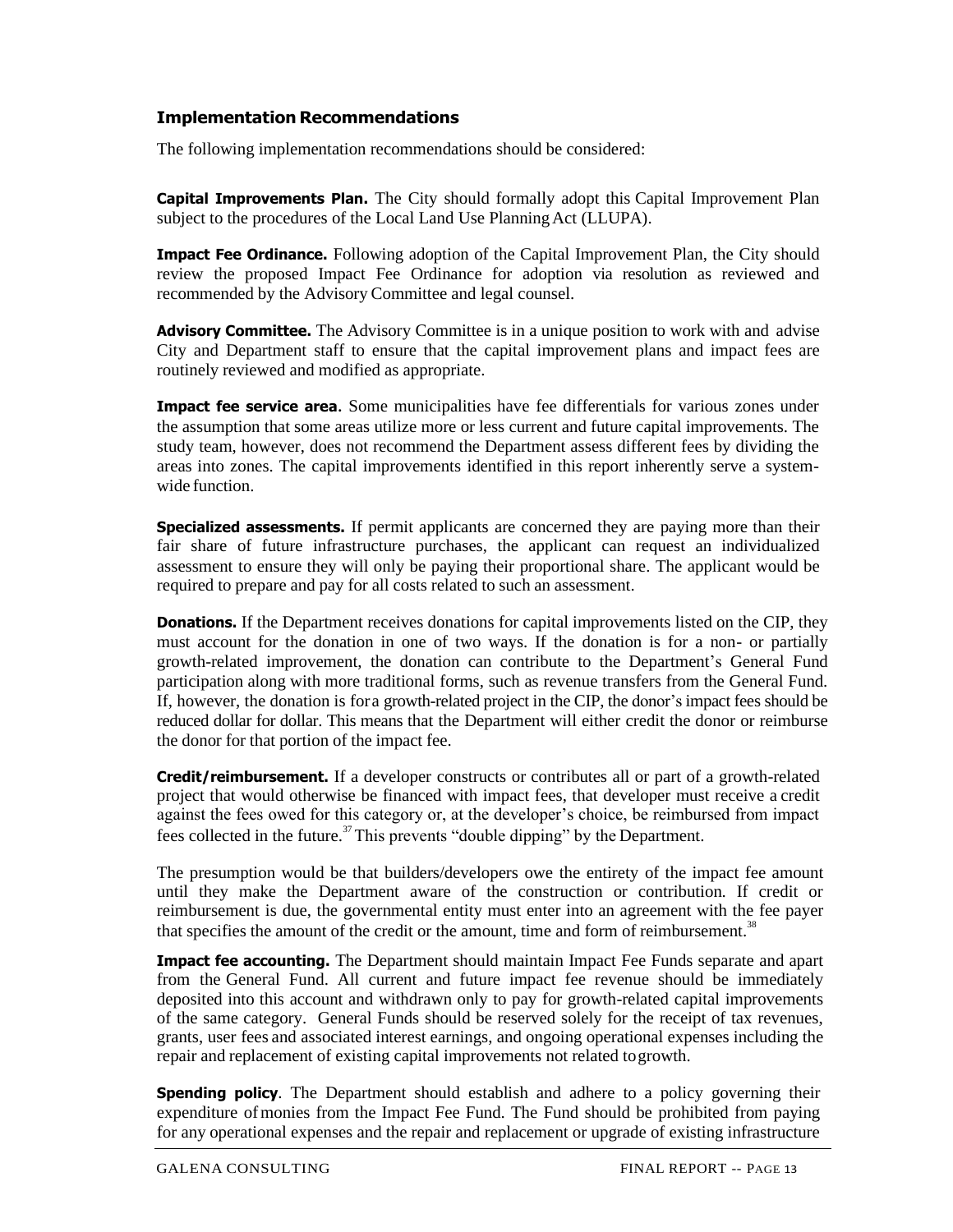## Implementation Recommendations

The following implementation recommendations should be considered:

**Capital Improvements Plan.** The City should formally adopt this Capital Improvement Plan subject to the procedures of the Local Land Use Planning Act (LLUPA).

**Impact Fee Ordinance.** Following adoption of the Capital Improvement Plan, the City should review the proposed Impact Fee Ordinance for adoption via resolution as reviewed and recommended by the Advisory Committee and legal counsel.

**Advisory Committee.** The Advisory Committee is in a unique position to work with and advise City and Department staff to ensure that the capital improvement plans and impact fees are routinely reviewed and modified as appropriate.

**Impact fee service area**. Some municipalities have fee differentials for various zones under the assumption that some areas utilize more or less current and future capital improvements. The study team, however, does not recommend the Department assess different fees by dividing the areas into zones. The capital improvements identified in this report inherently serve a system-wide function.

**Specialized assessments.** If permit applicants are concerned they are paying more than their fair share of future infrastructure purchases, the applicant can request an individualized assessment to ensure they will only be paying their proportional share. The applicant would be required to prepare and pay for all costs related to such an assessment.

**Donations.** If the Department receives donations for capital improvements listed on the CIP, they must account for the donation in one of two ways. If the donation is for a non- or partially growth-related improvement, the donation can contribute to the Department's General Fund participation along with more traditional forms, such as revenue transfers from the General Fund. If, however, the donation is for a growth-related project in the CIP, the donor's impact fees should be reduced dollar for dollar. This means that the Department will either credit the donor or reimburse the donor for that portion of the impact fee.

**Credit/reimbursement.** If a developer constructs or contributes all or part of a growth-related project that would otherwise be financed with impact fees, that developer must receive a credit against the fees owed for this category or, at the developer's choice, be reimbursed from impact fees collected in the future.[37] This prevents "double dipping" by the Department.

The presumption would be that builders/developers owe the entirety of the impact fee amount until they make the Department aware of the construction or contribution. If credit or reimbursement is due, the governmental entity must enter into an agreement with the fee payer that specifies the amount of the credit or the amount, time and form of reimbursement.[38]

**Impact fee accounting.** The Department should maintain Impact Fee Funds separate and apart from the General Fund. All current and future impact fee revenue should be immediately deposited into this account and withdrawn only to pay for growth-related capital improvements of the same category. General Funds should be reserved solely for the receipt of tax revenues, grants, user fees and associated interest earnings, and ongoing operational expenses including the repair and replacement of existing capital improvements not related to growth.

**Spending policy**. The Department should establish and adhere to a policy governing their expenditure of monies from the Impact Fee Fund. The Fund should be prohibited from paying for any operational expenses and the repair and replacement or upgrade of existing infrastructure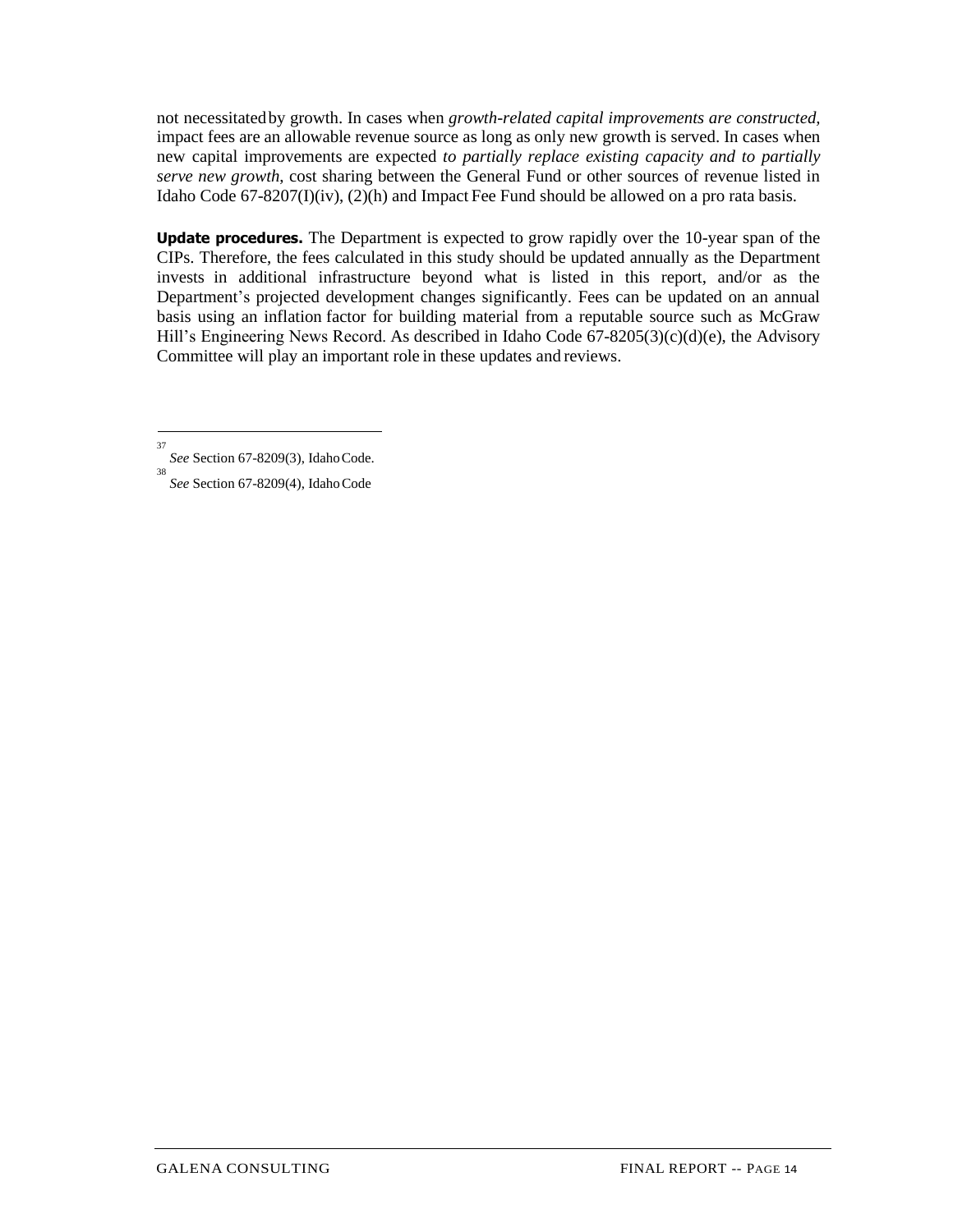not necessitated by growth. In cases when *growth-related capital improvements are constructed,* impact fees are an allowable revenue source as long as only new growth is served. In cases when new capital improvements are expected *to partially replace existing capacity and to partially serve new growth*, cost sharing between the General Fund or other sources of revenue listed in Idaho Code 67-8207(I)(iv), (2)(h) and Impact Fee Fund should be allowed on a pro rata basis.

**Update procedures.** The Department is expected to grow rapidly over the 10-year span of the CIPs. Therefore, the fees calculated in this study should be updated annually as the Department invests in additional infrastructure beyond what is listed in this report, and/or as the Department's projected development changes significantly. Fees can be updated on an annual basis using an inflation factor for building material from a reputable source such as McGraw Hill's Engineering News Record. As described in Idaho Code 67-8205(3)(c)(d)(e), the Advisory Committee will play an important role in these updates and reviews.

---

[37] *See* Section 67-8209(3), Idaho Code.

[38] *See* Section 67-8209(4), Idaho Code